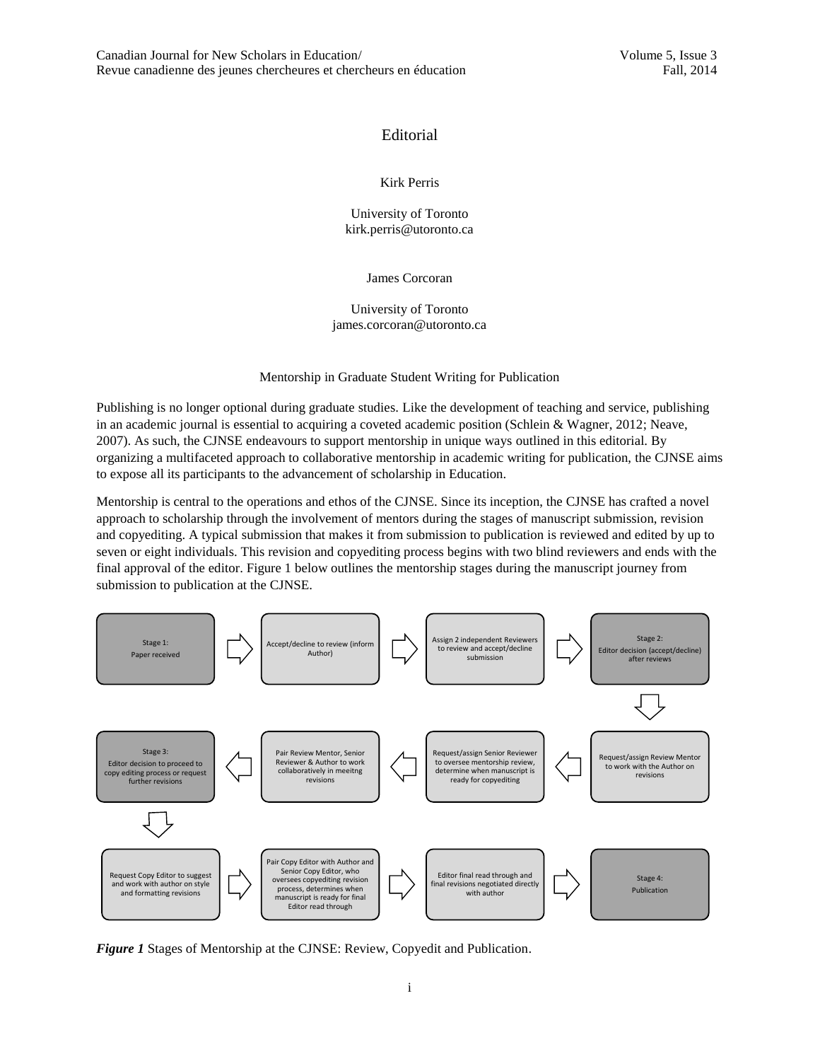# Editorial

Kirk Perris

University of Toronto
kirk.perris@utoronto.ca

James Corcoran

University of Toronto
james.corcoran@utoronto.ca

## Mentorship in Graduate Student Writing for Publication

Publishing is no longer optional during graduate studies. Like the development of teaching and service, publishing in an academic journal is essential to acquiring a coveted academic position (Schlein & Wagner, 2012; Neave, 2007). As such, the CJNSE endeavours to support mentorship in unique ways outlined in this editorial. By organizing a multifaceted approach to collaborative mentorship in academic writing for publication, the CJNSE aims to expose all its participants to the advancement of scholarship in Education.

Mentorship is central to the operations and ethos of the CJNSE. Since its inception, the CJNSE has crafted a novel approach to scholarship through the involvement of mentors during the stages of manuscript submission, revision and copyediting. A typical submission that makes it from submission to publication is reviewed and edited by up to seven or eight individuals. This revision and copyediting process begins with two blind reviewers and ends with the final approval of the editor. Figure 1 below outlines the mentorship stages during the manuscript journey from submission to publication at the CJNSE.

Stage 1: Paper received → Accept/decline to review (inform Author) → Assign 2 independent Reviewers to review and accept/decline submission → Stage 2: Editor decision (accept/decline) after reviews → Request/assign Review Mentor to work with the Author on revisions → Request/assign Senior Reviewer to oversee mentorship review, determine when manuscript is ready for copyediting → Pair Review Mentor, Senior Reviewer & Author to work collaboratively in meeitng revisions → Stage 3: Editor decision to proceed to copy editing process or request further revisions → Request Copy Editor to suggest and work with author on style and formatting revisions → Pair Copy Editor with Author and Senior Copy Editor, who oversees copyediting revision process, determines when manuscript is ready for final Editor read through → Editor final read through and final revisions negotiated directly with author → Stage 4: Publication

***Figure 1*** Stages of Mentorship at the CJNSE: Review, Copyedit and Publication.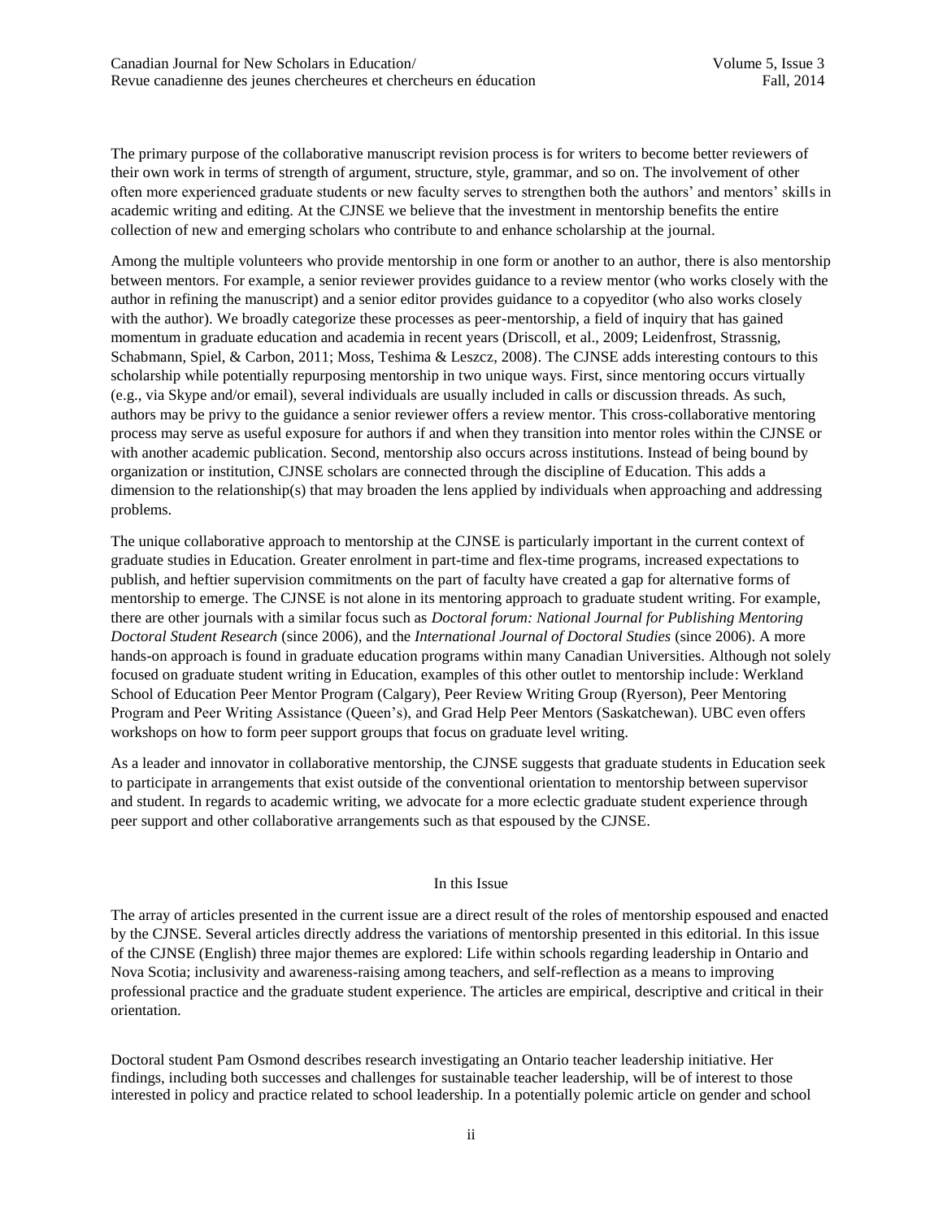The primary purpose of the collaborative manuscript revision process is for writers to become better reviewers of their own work in terms of strength of argument, structure, style, grammar, and so on. The involvement of other often more experienced graduate students or new faculty serves to strengthen both the authors' and mentors' skills in academic writing and editing. At the CJNSE we believe that the investment in mentorship benefits the entire collection of new and emerging scholars who contribute to and enhance scholarship at the journal.

Among the multiple volunteers who provide mentorship in one form or another to an author, there is also mentorship between mentors. For example, a senior reviewer provides guidance to a review mentor (who works closely with the author in refining the manuscript) and a senior editor provides guidance to a copyeditor (who also works closely with the author). We broadly categorize these processes as peer-mentorship, a field of inquiry that has gained momentum in graduate education and academia in recent years (Driscoll, et al., 2009; Leidenfrost, Strassnig, Schabmann, Spiel, & Carbon, 2011; Moss, Teshima & Leszcz, 2008). The CJNSE adds interesting contours to this scholarship while potentially repurposing mentorship in two unique ways. First, since mentoring occurs virtually (e.g., via Skype and/or email), several individuals are usually included in calls or discussion threads. As such, authors may be privy to the guidance a senior reviewer offers a review mentor. This cross-collaborative mentoring process may serve as useful exposure for authors if and when they transition into mentor roles within the CJNSE or with another academic publication. Second, mentorship also occurs across institutions. Instead of being bound by organization or institution, CJNSE scholars are connected through the discipline of Education. This adds a dimension to the relationship(s) that may broaden the lens applied by individuals when approaching and addressing problems.

The unique collaborative approach to mentorship at the CJNSE is particularly important in the current context of graduate studies in Education. Greater enrolment in part-time and flex-time programs, increased expectations to publish, and heftier supervision commitments on the part of faculty have created a gap for alternative forms of mentorship to emerge. The CJNSE is not alone in its mentoring approach to graduate student writing. For example, there are other journals with a similar focus such as *Doctoral forum: National Journal for Publishing Mentoring Doctoral Student Research* (since 2006), and the *International Journal of Doctoral Studies* (since 2006). A more hands-on approach is found in graduate education programs within many Canadian Universities. Although not solely focused on graduate student writing in Education, examples of this other outlet to mentorship include: Werkland School of Education Peer Mentor Program (Calgary), Peer Review Writing Group (Ryerson), Peer Mentoring Program and Peer Writing Assistance (Queen's), and Grad Help Peer Mentors (Saskatchewan). UBC even offers workshops on how to form peer support groups that focus on graduate level writing.

As a leader and innovator in collaborative mentorship, the CJNSE suggests that graduate students in Education seek to participate in arrangements that exist outside of the conventional orientation to mentorship between supervisor and student. In regards to academic writing, we advocate for a more eclectic graduate student experience through peer support and other collaborative arrangements such as that espoused by the CJNSE.

## In this Issue

The array of articles presented in the current issue are a direct result of the roles of mentorship espoused and enacted by the CJNSE. Several articles directly address the variations of mentorship presented in this editorial. In this issue of the CJNSE (English) three major themes are explored: Life within schools regarding leadership in Ontario and Nova Scotia; inclusivity and awareness-raising among teachers, and self-reflection as a means to improving professional practice and the graduate student experience. The articles are empirical, descriptive and critical in their orientation.

Doctoral student Pam Osmond describes research investigating an Ontario teacher leadership initiative. Her findings, including both successes and challenges for sustainable teacher leadership, will be of interest to those interested in policy and practice related to school leadership. In a potentially polemic article on gender and school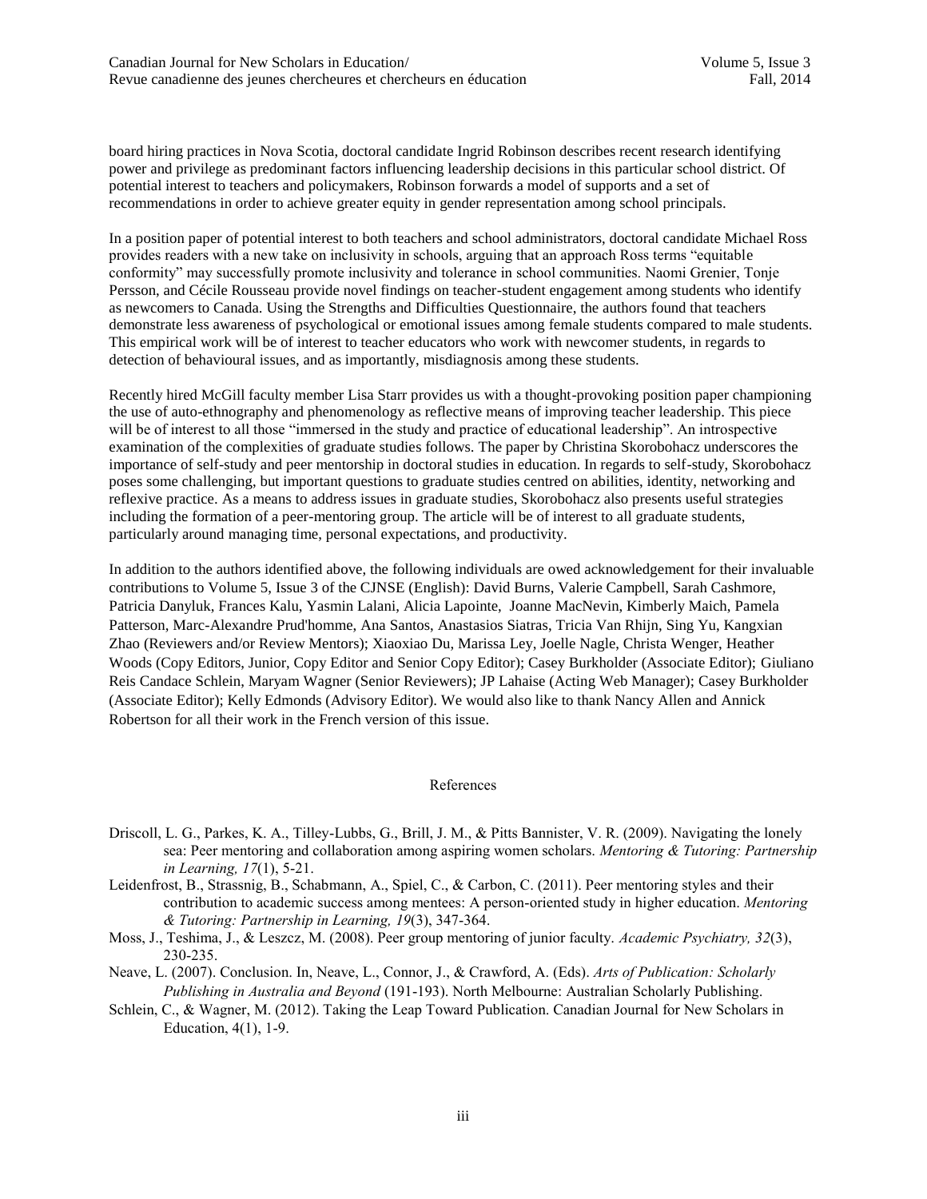board hiring practices in Nova Scotia, doctoral candidate Ingrid Robinson describes recent research identifying power and privilege as predominant factors influencing leadership decisions in this particular school district. Of potential interest to teachers and policymakers, Robinson forwards a model of supports and a set of recommendations in order to achieve greater equity in gender representation among school principals.

In a position paper of potential interest to both teachers and school administrators, doctoral candidate Michael Ross provides readers with a new take on inclusivity in schools, arguing that an approach Ross terms "equitable conformity" may successfully promote inclusivity and tolerance in school communities. Naomi Grenier, Tonje Persson, and Cécile Rousseau provide novel findings on teacher-student engagement among students who identify as newcomers to Canada. Using the Strengths and Difficulties Questionnaire, the authors found that teachers demonstrate less awareness of psychological or emotional issues among female students compared to male students. This empirical work will be of interest to teacher educators who work with newcomer students, in regards to detection of behavioural issues, and as importantly, misdiagnosis among these students.

Recently hired McGill faculty member Lisa Starr provides us with a thought-provoking position paper championing the use of auto-ethnography and phenomenology as reflective means of improving teacher leadership. This piece will be of interest to all those "immersed in the study and practice of educational leadership". An introspective examination of the complexities of graduate studies follows. The paper by Christina Skorobohacz underscores the importance of self-study and peer mentorship in doctoral studies in education. In regards to self-study, Skorobohacz poses some challenging, but important questions to graduate studies centred on abilities, identity, networking and reflexive practice. As a means to address issues in graduate studies, Skorobohacz also presents useful strategies including the formation of a peer-mentoring group. The article will be of interest to all graduate students, particularly around managing time, personal expectations, and productivity.

In addition to the authors identified above, the following individuals are owed acknowledgement for their invaluable contributions to Volume 5, Issue 3 of the CJNSE (English): David Burns, Valerie Campbell, Sarah Cashmore, Patricia Danyluk, Frances Kalu, Yasmin Lalani, Alicia Lapointe, Joanne MacNevin, Kimberly Maich, Pamela Patterson, Marc-Alexandre Prud'homme, Ana Santos, Anastasios Siatras, Tricia Van Rhijn, Sing Yu, Kangxian Zhao (Reviewers and/or Review Mentors); Xiaoxiao Du, Marissa Ley, Joelle Nagle, Christa Wenger, Heather Woods (Copy Editors, Junior, Copy Editor and Senior Copy Editor); Casey Burkholder (Associate Editor); Giuliano Reis Candace Schlein, Maryam Wagner (Senior Reviewers); JP Lahaise (Acting Web Manager); Casey Burkholder (Associate Editor); Kelly Edmonds (Advisory Editor). We would also like to thank Nancy Allen and Annick Robertson for all their work in the French version of this issue.

## References

Driscoll, L. G., Parkes, K. A., Tilley-Lubbs, G., Brill, J. M., & Pitts Bannister, V. R. (2009). Navigating the lonely sea: Peer mentoring and collaboration among aspiring women scholars. *Mentoring & Tutoring: Partnership in Learning, 17*(1), 5-21.

Leidenfrost, B., Strassnig, B., Schabmann, A., Spiel, C., & Carbon, C. (2011). Peer mentoring styles and their contribution to academic success among mentees: A person-oriented study in higher education. *Mentoring & Tutoring: Partnership in Learning, 19*(3), 347-364.

Moss, J., Teshima, J., & Leszcz, M. (2008). Peer group mentoring of junior faculty. *Academic Psychiatry, 32*(3), 230-235.

Neave, L. (2007). Conclusion. In, Neave, L., Connor, J., & Crawford, A. (Eds). *Arts of Publication: Scholarly Publishing in Australia and Beyond* (191-193). North Melbourne: Australian Scholarly Publishing.

Schlein, C., & Wagner, M. (2012). Taking the Leap Toward Publication. Canadian Journal for New Scholars in Education, 4(1), 1-9.